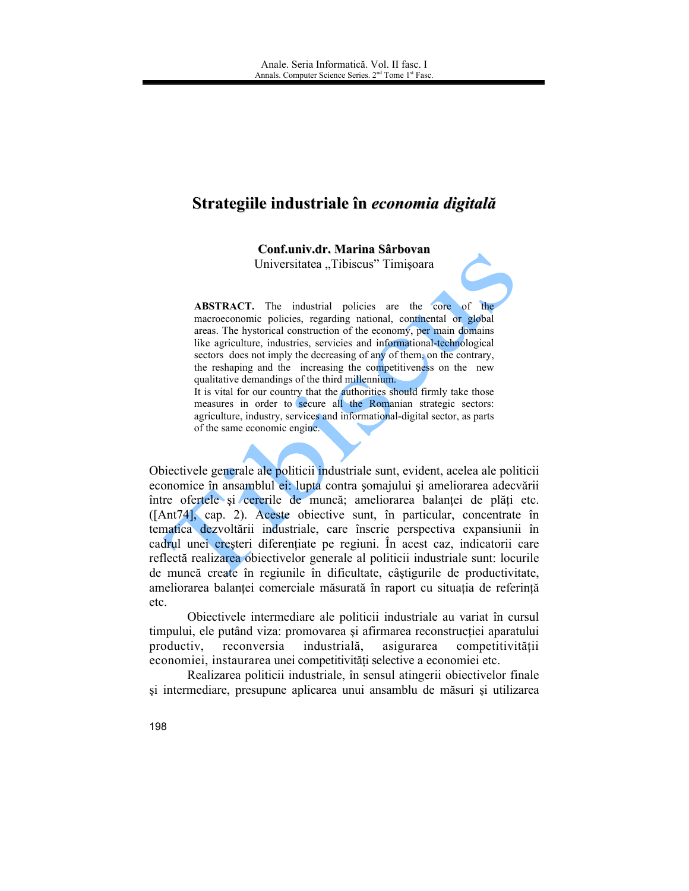# Strategiile industriale în *economia digitală*

**Conf.univ.dr. Marina Sârbovan**
Universitatea „Tibiscus" Timişoara

**ABSTRACT.** The industrial policies are the core of the macroeconomic policies, regarding national, continental or global areas. The hystorical construction of the economy, per main domains like agriculture, industries, servicies and informational-technological sectors does not imply the decreasing of any of them, on the contrary, the reshaping and the increasing the competitiveness on the new qualitative demandings of the third millennium.
It is vital for our country that the authorities should firmly take those measures in order to secure all the Romanian strategic sectors: agriculture, industry, services and informational-digital sector, as parts of the same economic engine.

Obiectivele generale ale politicii industriale sunt, evident, acelea ale politicii economice în ansamblul ei: lupta contra şomajului şi ameliorarea adecvării între ofertele şi cererile de muncă; ameliorarea balanței de plăți etc. ([Ant74], cap. 2). Aceste obiective sunt, în particular, concentrate în tematica dezvoltării industriale, care înscrie perspectiva expansiunii în cadrul unei creşteri diferențiate pe regiuni. În acest caz, indicatorii care reflectă realizarea obiectivelor generale al politicii industriale sunt: locurile de muncă create în regiunile în dificultate, câştigurile de productivitate, ameliorarea balanței comerciale măsurată în raport cu situația de referință etc.

Obiectivele intermediare ale politicii industriale au variat în cursul timpului, ele putând viza: promovarea şi afirmarea reconstrucției aparatului productiv, reconversia industrială, asigurarea competitivității economiei, instaurarea unei competitivități selective a economiei etc.

Realizarea politicii industriale, în sensul atingerii obiectivelor finale şi intermediare, presupune aplicarea unui ansamblu de măsuri şi utilizarea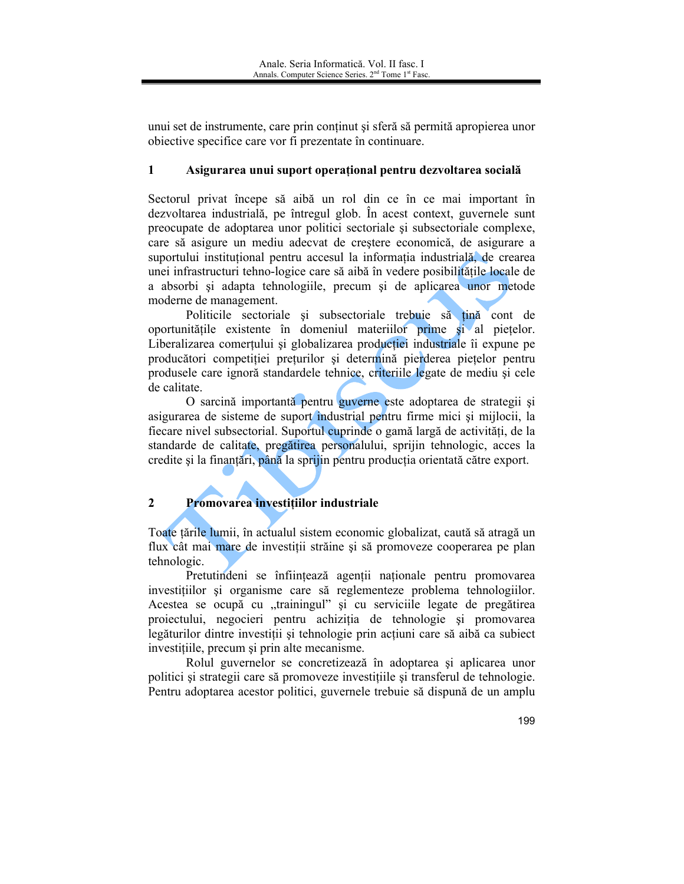unui set de instrumente, care prin conținut și sferă să permită apropierea unor obiective specifice care vor fi prezentate în continuare.

## 1 Asigurarea unui suport operațional pentru dezvoltarea socială

Sectorul privat începe să aibă un rol din ce în ce mai important în dezvoltarea industrială, pe întregul glob. În acest context, guvernele sunt preocupate de adoptarea unor politici sectoriale și subsectoriale complexe, care să asigure un mediu adecvat de creștere economică, de asigurare a suportului instituțional pentru accesul la informația industrială, de crearea unei infrastructuri tehno-logice care să aibă în vedere posibilitățile locale de a absorbi și adapta tehnologiile, precum și de aplicarea unor metode moderne de management.

Politicile sectoriale și subsectoriale trebuie să țină cont de oportunitățile existente în domeniul materiilor prime și al piețelor. Liberalizarea comerțului și globalizarea producției industriale îi expune pe producători competiției prețurilor și determină pierderea piețelor pentru produsele care ignoră standardele tehnice, criteriile legate de mediu și cele de calitate.

O sarcină importantă pentru guverne este adoptarea de strategii și asigurarea de sisteme de suport industrial pentru firme mici și mijlocii, la fiecare nivel subsectorial. Suportul cuprinde o gamă largă de activități, de la standarde de calitate, pregătirea personalului, sprijin tehnologic, acces la credite și la finanțări, până la sprijin pentru producția orientată către export.

## 2 Promovarea investițiilor industriale

Toate țările lumii, în actualul sistem economic globalizat, caută să atragă un flux cât mai mare de investiții străine și să promoveze cooperarea pe plan tehnologic.

Pretutindeni se înființează agenții naționale pentru promovarea investițiilor și organisme care să reglementeze problema tehnologiilor. Acestea se ocupă cu „trainingul" și cu serviciile legate de pregătirea proiectului, negocieri pentru achiziția de tehnologie și promovarea legăturilor dintre investiții și tehnologie prin acțiuni care să aibă ca subiect investițiile, precum și prin alte mecanisme.

Rolul guvernelor se concretizează în adoptarea și aplicarea unor politici și strategii care să promoveze investițiile și transferul de tehnologie. Pentru adoptarea acestor politici, guvernele trebuie să dispună de un amplu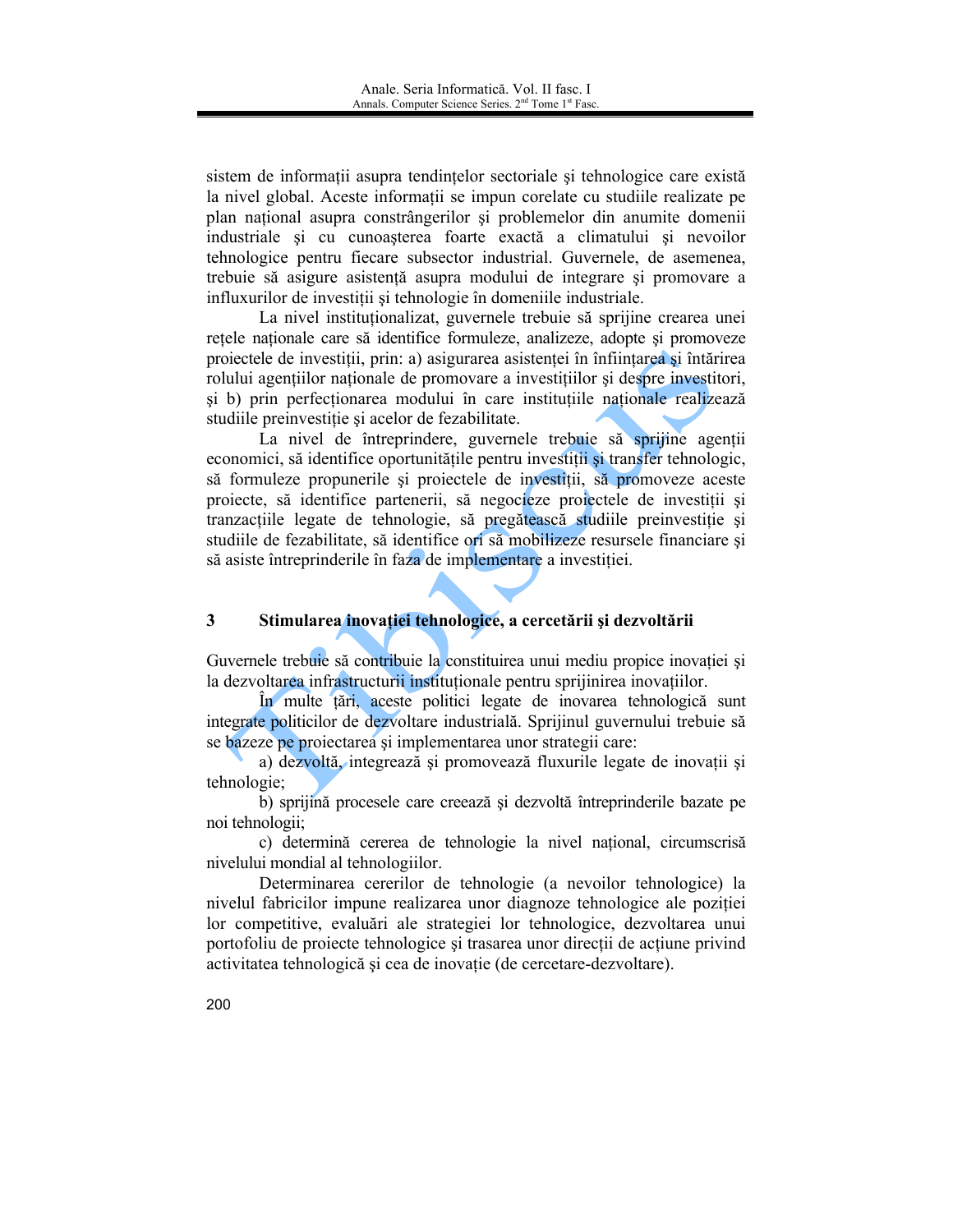sistem de informații asupra tendințelor sectoriale şi tehnologice care există la nivel global. Aceste informații se impun corelate cu studiile realizate pe plan național asupra constrângerilor şi problemelor din anumite domenii industriale şi cu cunoaşterea foarte exactă a climatului şi nevoilor tehnologice pentru fiecare subsector industrial. Guvernele, de asemenea, trebuie să asigure asistență asupra modului de integrare şi promovare a influxurilor de investiții şi tehnologie în domeniile industriale.

La nivel instituționalizat, guvernele trebuie să sprijine crearea unei rețele naționale care să identifice formuleze, analizeze, adopte şi promoveze proiectele de investiții, prin: a) asigurarea asistenței în înființarea şi întărirea rolului agențiilor naționale de promovare a investițiilor şi despre investitori, şi b) prin perfecționarea modului în care instituțiile naționale realizează studiile preinvestiție şi acelor de fezabilitate.

La nivel de întreprindere, guvernele trebuie să sprijine agenții economici, să identifice oportunitățile pentru investiții şi transfer tehnologic, să formuleze propunerile şi proiectele de investiții, să promoveze aceste proiecte, să identifice partenerii, să negocieze proiectele de investiții şi tranzacțiile legate de tehnologie, să pregătească studiile preinvestiție şi studiile de fezabilitate, să identifice ori să mobilizeze resursele financiare şi să asiste întreprinderile în faza de implementare a investiției.

## 3 Stimularea inovației tehnologice, a cercetării şi dezvoltării

Guvernele trebuie să contribuie la constituirea unui mediu propice inovației şi la dezvoltarea infrastructurii instituționale pentru sprijinirea inovațiilor.

În multe țări, aceste politici legate de inovarea tehnologică sunt integrate politicilor de dezvoltare industrială. Sprijinul guvernului trebuie să se bazeze pe proiectarea şi implementarea unor strategii care:

a) dezvoltă, integrează şi promovează fluxurile legate de inovații şi tehnologie;

b) sprijină procesele care creează şi dezvoltă întreprinderile bazate pe noi tehnologii;

c) determină cererea de tehnologie la nivel național, circumscrisă nivelului mondial al tehnologiilor.

Determinarea cererilor de tehnologie (a nevoilor tehnologice) la nivelul fabricilor impune realizarea unor diagnoze tehnologice ale poziției lor competitive, evaluări ale strategiei lor tehnologice, dezvoltarea unui portofoliu de proiecte tehnologice şi trasarea unor direcții de acțiune privind activitatea tehnologică şi cea de inovație (de cercetare-dezvoltare).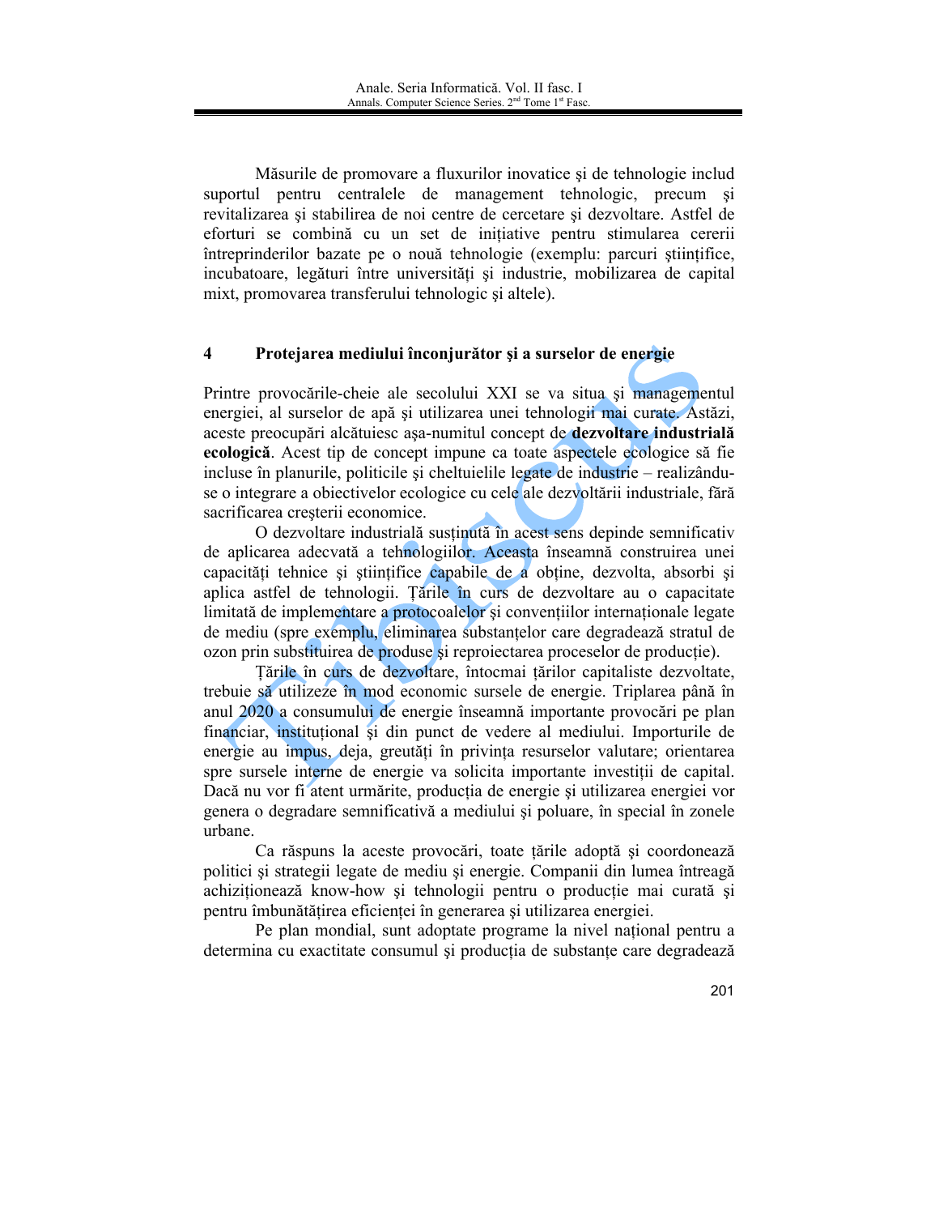Măsurile de promovare a fluxurilor inovatice şi de tehnologie includ suportul pentru centralele de management tehnologic, precum şi revitalizarea şi stabilirea de noi centre de cercetare şi dezvoltare. Astfel de eforturi se combină cu un set de iniţiative pentru stimularea cererii întreprinderilor bazate pe o nouă tehnologie (exemplu: parcuri ştiinţifice, incubatoare, legături între universităţi şi industrie, mobilizarea de capital mixt, promovarea transferului tehnologic şi altele).

## 4 Protejarea mediului înconjurător şi a surselor de energie

Printre provocările-cheie ale secolului XXI se va situa şi managementul energiei, al surselor de apă şi utilizarea unei tehnologii mai curate. Astăzi, aceste preocupări alcătuiesc aşa-numitul concept de **dezvoltare industrială ecologică**. Acest tip de concept impune ca toate aspectele ecologice să fie incluse în planurile, politicile şi cheltuielile legate de industrie – realizându-se o integrare a obiectivelor ecologice cu cele ale dezvoltării industriale, fără sacrificarea creşterii economice.

O dezvoltare industrială susţinută în acest sens depinde semnificativ de aplicarea adecvată a tehnologiilor. Aceasta înseamnă construirea unei capacităţi tehnice şi ştiinţifice capabile de a obţine, dezvolta, absorbi şi aplica astfel de tehnologii. Ţările în curs de dezvoltare au o capacitate limitată de implementare a protocoalelor şi convenţiilor internaţionale legate de mediu (spre exemplu, eliminarea substanţelor care degradează stratul de ozon prin substituirea de produse şi reproiectarea proceselor de producţie).

Ţările în curs de dezvoltare, întocmai ţărilor capitaliste dezvoltate, trebuie să utilizeze în mod economic sursele de energie. Triplarea până în anul 2020 a consumului de energie înseamnă importante provocări pe plan financiar, instituţional şi din punct de vedere al mediului. Importurile de energie au impus, deja, greutăţi în privinţa resurselor valutare; orientarea spre sursele interne de energie va solicita importante investiţii de capital. Dacă nu vor fi atent urmărite, producţia de energie şi utilizarea energiei vor genera o degradare semnificativă a mediului şi poluare, în special în zonele urbane.

Ca răspuns la aceste provocări, toate ţările adoptă şi coordonează politici şi strategii legate de mediu şi energie. Companii din lumea întreagă achiziţionează know-how şi tehnologii pentru o producţie mai curată şi pentru îmbunătăţirea eficienţei în generarea şi utilizarea energiei.

Pe plan mondial, sunt adoptate programe la nivel naţional pentru a determina cu exactitate consumul şi producţia de substanţe care degradează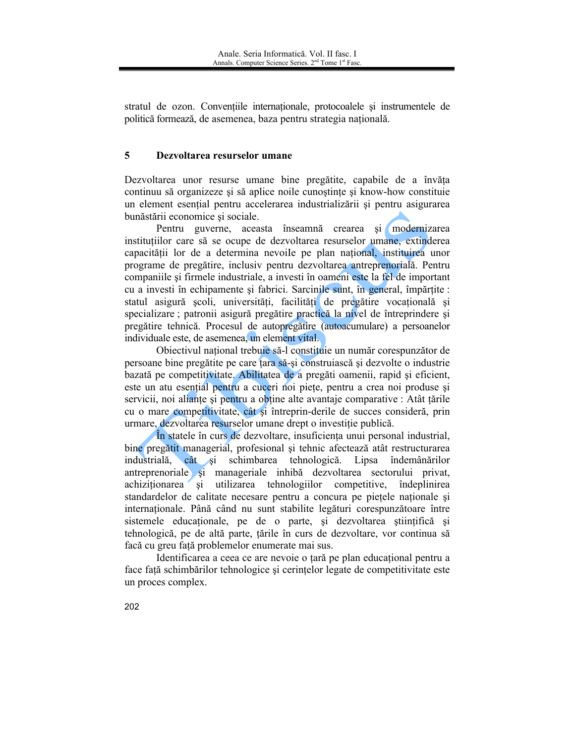stratul de ozon. Convențiile internaționale, protocoalele şi instrumentele de politică formează, de asemenea, baza pentru strategia națională.

## 5 Dezvoltarea resurselor umane

Dezvoltarea unor resurse umane bine pregătite, capabile de a învăța continuu să organizeze şi să aplice noile cunoştințe şi know-how constituie un element esențial pentru accelerarea industrializării şi pentru asigurarea bunăstării economice şi sociale.

Pentru guverne, aceasta înseamnă crearea şi modernizarea instituțiilor care să se ocupe de dezvoltarea resurselor umane, extinderea capacității lor de a determina nevoile pe plan național, instituirea unor programe de pregătire, inclusiv pentru dezvoltarea antreprenorială. Pentru companiile şi firmele industriale, a investi în oameni este la fel de important cu a investi în echipamente şi fabrici. Sarcinile sunt, în general, împărțite : statul asigură şcoli, universități, facilități de pregătire vocațională şi specializare ; patronii asigură pregătire practică la nivel de întreprindere şi pregătire tehnică. Procesul de autopregătire (autoacumulare) a persoanelor individuale este, de asemenea, un element vital.

Obiectivul național trebuie să-l constituie un număr corespunzător de persoane bine pregătite pe care țara să-şi construiască şi dezvolte o industrie bazată pe competitivitate. Abilitatea de a pregăti oamenii, rapid şi eficient, este un atu esențial pentru a cuceri noi piețe, pentru a crea noi produse şi servicii, noi alianțe şi pentru a obține alte avantaje comparative : Atât țările cu o mare competitivitate, cât şi întreprin-derile de succes consideră, prin urmare, dezvoltarea resurselor umane drept o investiție publică.

În statele în curs de dezvoltare, insuficiența unui personal industrial, bine pregătit managerial, profesional şi tehnic afectează atât restructurarea industrială, cât şi schimbarea tehnologică. Lipsa îndemânărilor antreprenoriale şi manageriale inhibă dezvoltarea sectorului privat, achiziționarea şi utilizarea tehnologiilor competitive, îndeplinirea standardelor de calitate necesare pentru a concura pe piețele naționale şi internaționale. Până când nu sunt stabilite legături corespunzătoare între sistemele educaționale, pe de o parte, şi dezvoltarea ştiințifică şi tehnologică, pe de altă parte, țările în curs de dezvoltare, vor continua să facă cu greu față problemelor enumerate mai sus.

Identificarea a ceea ce are nevoie o țară pe plan educațional pentru a face față schimbărilor tehnologice şi cerințelor legate de competitivitate este un proces complex.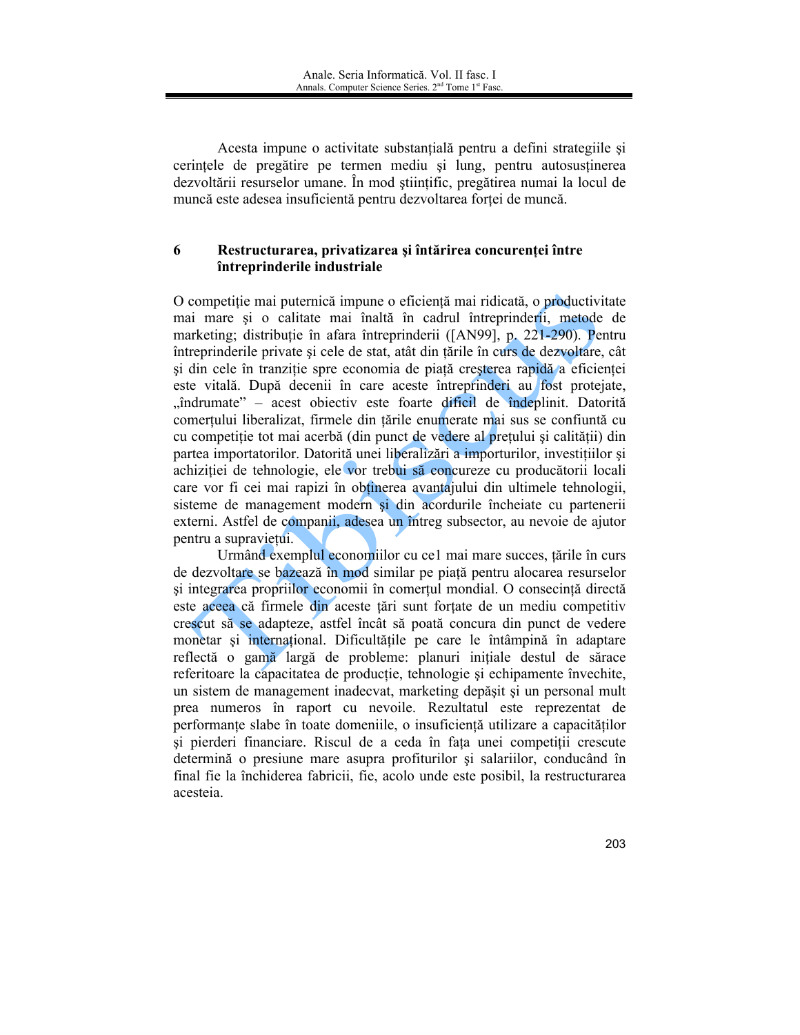Acesta impune o activitate substanţială pentru a defini strategiile şi cerinţele de pregătire pe termen mediu şi lung, pentru autosusţinerea dezvoltării resurselor umane. În mod ştiinţific, pregătirea numai la locul de muncă este adesea insuficientă pentru dezvoltarea forţei de muncă.

## 6 Restructurarea, privatizarea şi întărirea concurenţei între întreprinderile industriale

O competiţie mai puternică impune o eficienţă mai ridicată, o productivitate mai mare şi o calitate mai înaltă în cadrul întreprinderii, metode de marketing; distribuţie în afara întreprinderii ([AN99], p. 221-290). Pentru întreprinderile private şi cele de stat, atât din ţările în curs de dezvoltare, cât şi din cele în tranziţie spre economia de piaţă creşterea rapidă a eficienţei este vitală. După decenii în care aceste întreprinderi au fost protejate, „îndrumate" – acest obiectiv este foarte dificil de îndeplinit. Datorită comerţului liberalizat, firmele din ţările enumerate mai sus se confiuntă cu cu competiţie tot mai acerbă (din punct de vedere al preţului şi calităţii) din partea importatorilor. Datorită unei liberalizări a importurilor, investiţiilor şi achiziţiei de tehnologie, ele vor trebui să concureze cu producătorii locali care vor fi cei mai rapizi în obţinerea avantajului din ultimele tehnologii, sisteme de management modern şi din acordurile încheiate cu partenerii externi. Astfel de companii, adesea un întreg subsector, au nevoie de ajutor pentru a supravieţui.

Urmând exemplul economiilor cu ce1 mai mare succes, ţările în curs de dezvoltare se bazează în mod similar pe piaţă pentru alocarea resurselor şi integrarea propriilor economii în comerţul mondial. O consecinţă directă este aceea că firmele din aceste ţări sunt forţate de un mediu competitiv crescut să se adapteze, astfel încât să poată concura din punct de vedere monetar şi internaţional. Dificultăţile pe care le întâmpină în adaptare reflectă o gamă largă de probleme: planuri iniţiale destul de sărace referitoare la capacitatea de producţie, tehnologie şi echipamente învechite, un sistem de management inadecvat, marketing depăşit şi un personal mult prea numeros în raport cu nevoile. Rezultatul este reprezentat de performanţe slabe în toate domeniile, o insuficientă utilizare a capacităţilor şi pierderi financiare. Riscul de a ceda în faţa unei competiţii crescute determină o presiune mare asupra profiturilor şi salariilor, conducând în final fie la închiderea fabricii, fie, acolo unde este posibil, la restructurarea acesteia.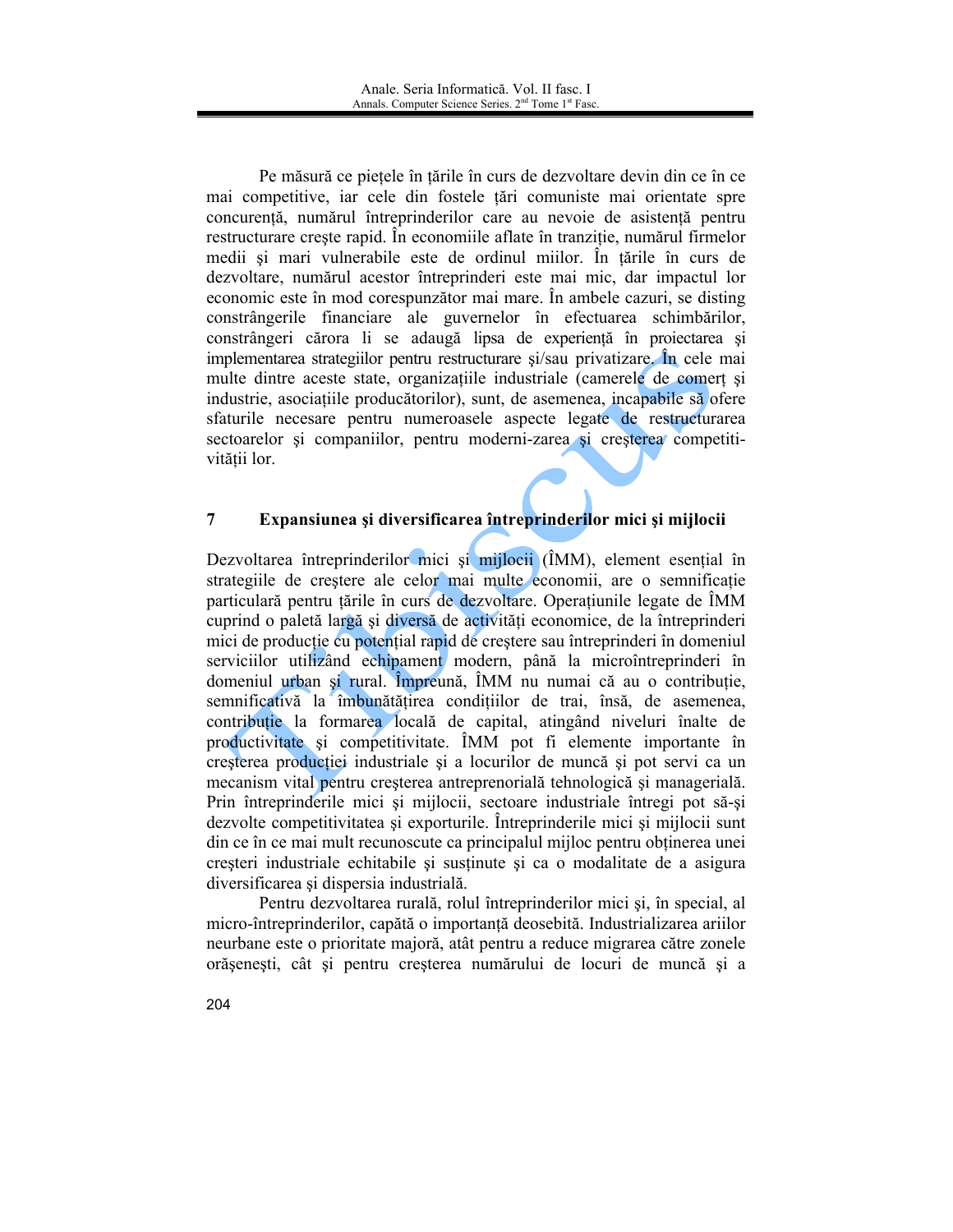Pe măsură ce pieţele în ţările în curs de dezvoltare devin din ce în ce mai competitive, iar cele din fostele ţări comuniste mai orientate spre concurenţă, numărul întreprinderilor care au nevoie de asistenţă pentru restructurare creşte rapid. În economiile aflate în tranziţie, numărul firmelor medii şi mari vulnerabile este de ordinul miilor. În ţările în curs de dezvoltare, numărul acestor întreprinderi este mai mic, dar impactul lor economic este în mod corespunzător mai mare. În ambele cazuri, se disting constrângerile financiare ale guvernelor în efectuarea schimbărilor, constrângeri cărora li se adaugă lipsa de experienţă în proiectarea şi implementarea strategiilor pentru restructurare şi/sau privatizare. În cele mai multe dintre aceste state, organizaţiile industriale (camerele de comerţ şi industrie, asociaţiile producătorilor), sunt, de asemenea, incapabile să ofere sfaturile necesare pentru numeroasele aspecte legate de restructurarea sectoarelor şi companiilor, pentru moderni-zarea şi creşterea competiti-vităţii lor.

## 7 Expansiunea şi diversificarea întreprinderilor mici şi mijlocii

Dezvoltarea întreprinderilor mici şi mijlocii (ÎMM), element esenţial în strategiile de creştere ale celor mai multe economii, are o semnificaţie particulară pentru ţările în curs de dezvoltare. Operaţiunile legate de ÎMM cuprind o paletă largă şi diversă de activităţi economice, de la întreprinderi mici de producţie cu potenţial rapid de creştere sau întreprinderi în domeniul serviciilor utilizând echipament modern, până la microîntreprinderi în domeniul urban şi rural. Împreună, ÎMM nu numai că au o contribuţie, semnificativă la îmbunătăţirea condiţiilor de trai, însă, de asemenea, contribuţie la formarea locală de capital, atingând niveluri înalte de productivitate şi competitivitate. ÎMM pot fi elemente importante în creşterea producţiei industriale şi a locurilor de muncă şi pot servi ca un mecanism vital pentru creşterea antreprenorială tehnologică şi managerială. Prin întreprinderile mici şi mijlocii, sectoare industriale întregi pot să-şi dezvolte competitivitatea şi exporturile. Întreprinderile mici şi mijlocii sunt din ce în ce mai mult recunoscute ca principalul mijloc pentru obţinerea unei creşteri industriale echitabile şi susţinute şi ca o modalitate de a asigura diversificarea şi dispersia industrială.

Pentru dezvoltarea rurală, rolul întreprinderilor mici şi, în special, al micro-întreprinderilor, capătă o importanţă deosebită. Industrializarea ariilor neurbane este o prioritate majoră, atât pentru a reduce migrarea către zonele orăşeneşti, cât şi pentru creşterea numărului de locuri de muncă şi a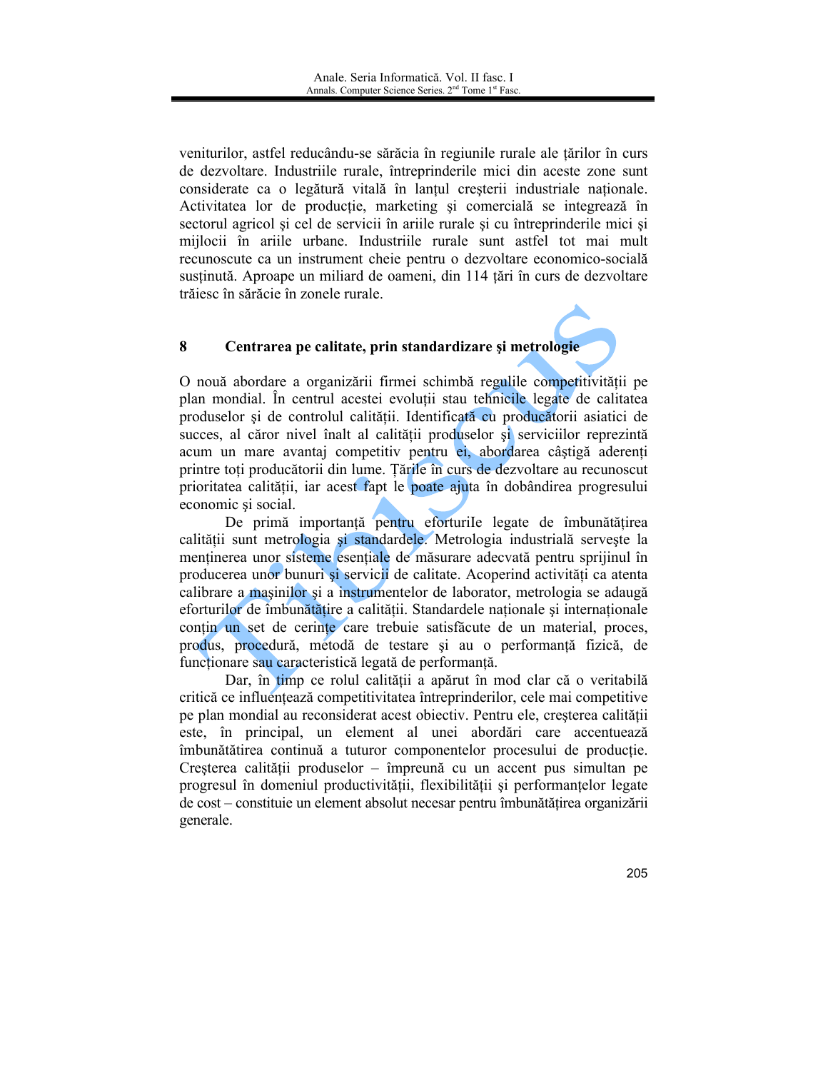veniturilor, astfel reducându-se sărăcia în regiunile rurale ale ţărilor în curs de dezvoltare. Industriile rurale, întreprinderile mici din aceste zone sunt considerate ca o legătură vitală în lanţul creşterii industriale naţionale. Activitatea lor de producţie, marketing şi comercială se integrează în sectorul agricol şi cel de servicii în ariile rurale şi cu întreprinderile mici şi mijlocii în ariile urbane. Industriile rurale sunt astfel tot mai mult recunoscute ca un instrument cheie pentru o dezvoltare economico-socială susţinută. Aproape un miliard de oameni, din 114 ţări în curs de dezvoltare trăiesc în sărăcie în zonele rurale.

## 8 Centrarea pe calitate, prin standardizare şi metrologie

O nouă abordare a organizării firmei schimbă regulile competitivităţii pe plan mondial. În centrul acestei evoluţii stau tehnicile legate de calitatea produselor şi de controlul calităţii. Identificată cu producătorii asiatici de succes, al căror nivel înalt al calităţii produselor şi serviciilor reprezintă acum un mare avantaj competitiv pentru ei, abordarea câştigă aderenţi printre toţi producătorii din lume. Ţările în curs de dezvoltare au recunoscut prioritatea calităţii, iar acest fapt le poate ajuta în dobândirea progresului economic şi social.

De primă importanţă pentru eforturile legate de îmbunătăţirea calităţii sunt metrologia şi standardele. Metrologia industrială serveşte la menţinerea unor sisteme esenţiale de măsurare adecvată pentru sprijinul în producerea unor bunuri şi servicii de calitate. Acoperind activităţi ca atenta calibrare a maşinilor şi a instrumentelor de laborator, metrologia se adaugă eforturilor de îmbunătăţire a calităţii. Standardele naţionale şi internaţionale conţin un set de cerinţe care trebuie satisfăcute de un material, proces, produs, procedură, metodă de testare şi au o performanţă fizică, de funcţionare sau caracteristică legată de performanţă.

Dar, în timp ce rolul calităţii a apărut în mod clar că o veritabilă critică ce influenţează competitivitatea întreprinderilor, cele mai competitive pe plan mondial au reconsiderat acest obiectiv. Pentru ele, creşterea calităţii este, în principal, un element al unei abordări care accentuează îmbunătăţirea continuă a tuturor componentelor procesului de producţie. Creşterea calităţii produselor – împreună cu un accent pus simultan pe progresul în domeniul productivităţii, flexibilităţii şi performanţelor legate de cost – constituie un element absolut necesar pentru îmbunătăţirea organizării generale.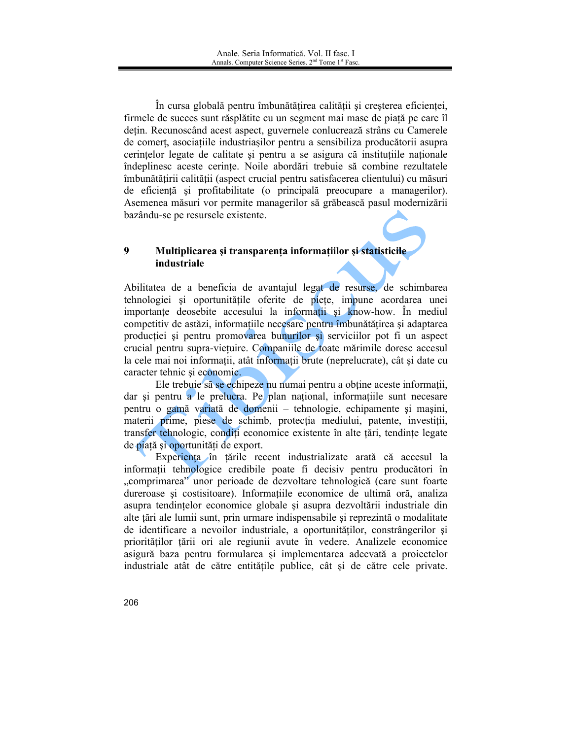În cursa globală pentru îmbunătățirea calității și creșterea eficienței, firmele de succes sunt răsplătite cu un segment mai mase de piață pe care îl dețin. Recunoscând acest aspect, guvernele conlucrează strâns cu Camerele de comerț, asociațiile industriașilor pentru a sensibiliza producătorii asupra cerințelor legate de calitate și pentru a se asigura că instituțiile naționale îndeplinesc aceste cerințe. Noile abordări trebuie să combine rezultatele îmbunătățirii calității (aspect crucial pentru satisfacerea clientului) cu măsuri de eficiență și profitabilitate (o principală preocupare a managerilor). Asemenea măsuri vor permite managerilor să grăbească pasul modernizării bazându-se pe resursele existente.

## 9 Multiplicarea și transparența informațiilor și statisticile industriale

Abilitatea de a beneficia de avantajul legat de resurse, de schimbarea tehnologiei și oportunitățile oferite de piețe, impune acordarea unei importanțe deosebite accesului la informații și know-how. În mediul competitiv de astăzi, informațiile necesare pentru îmbunătățirea și adaptarea producției și pentru promovarea bunurilor și serviciilor pot fi un aspect crucial pentru supra-viețuire. Companiile de toate mărimile doresc accesul la cele mai noi informații, atât informații brute (neprelucrate), cât și date cu caracter tehnic și economic.

Ele trebuie să se echipeze nu numai pentru a obține aceste informații, dar și pentru a le prelucra. Pe plan național, informațiile sunt necesare pentru o gamă variată de domenii – tehnologie, echipamente și mașini, materii prime, piese de schimb, protecția mediului, patente, investiții, transfer tehnologic, condiți economice existente în alte țări, tendințe legate de piață și oportunități de export.

Experiența în țările recent industrializate arată că accesul la informații tehnologice credibile poate fi decisiv pentru producători în „comprimarea" unor perioade de dezvoltare tehnologică (care sunt foarte dureroase și costisitoare). Informațiile economice de ultimă oră, analiza asupra tendințelor economice globale și asupra dezvoltării industriale din alte țări ale lumii sunt, prin urmare indispensabile și reprezintă o modalitate de identificare a nevoilor industriale, a oportunităților, constrângerilor și priorităților țării ori ale regiunii avute în vedere. Analizele economice asigură baza pentru formularea și implementarea adecvată a proiectelor industriale atât de către entitățile publice, cât și de către cele private.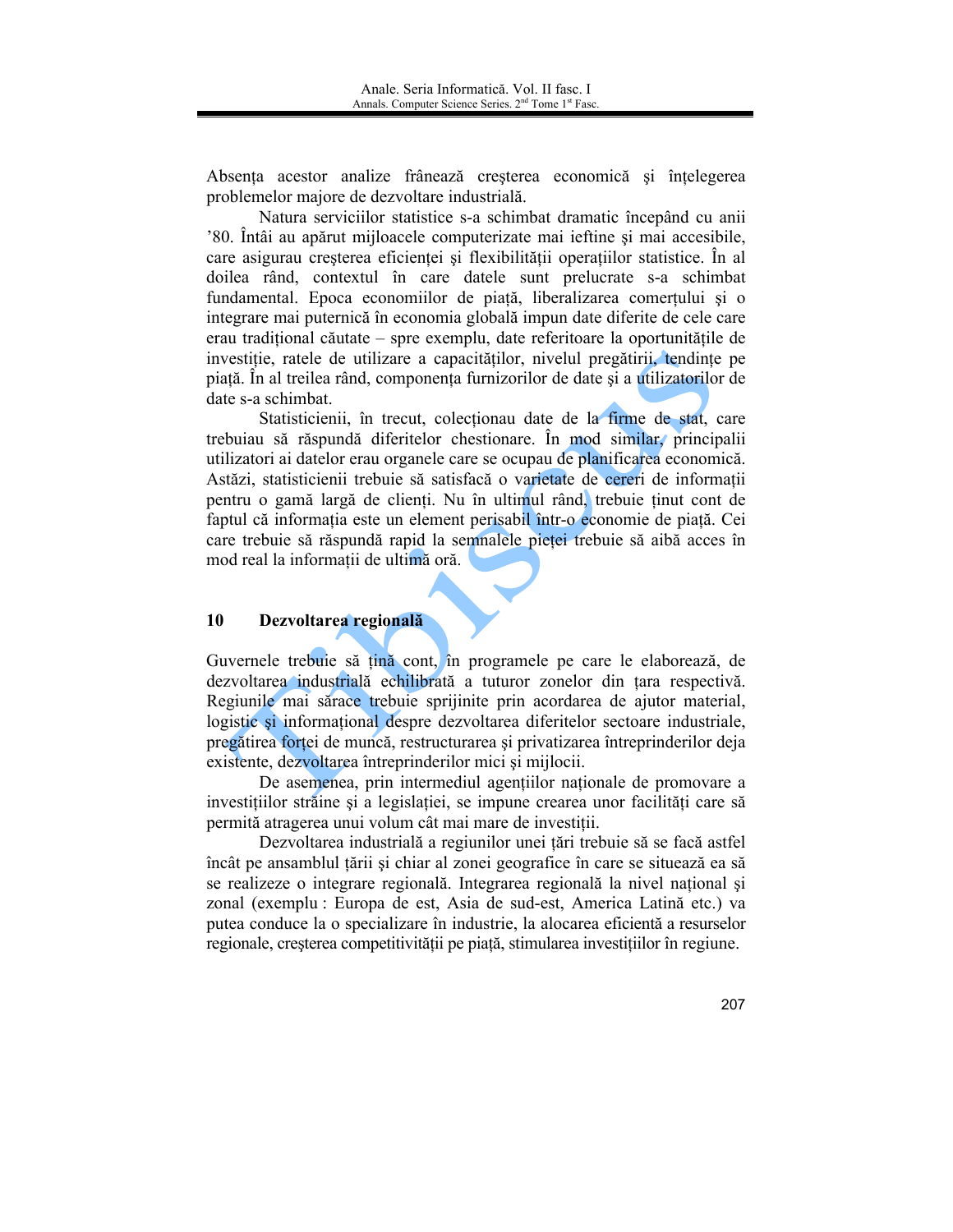Absența acestor analize frânează creșterea economică și înțelegerea problemelor majore de dezvoltare industrială.

Natura serviciilor statistice s-a schimbat dramatic începând cu anii '80. Întâi au apărut mijloacele computerizate mai ieftine și mai accesibile, care asigurau creșterea eficienței și flexibilității operațiilor statistice. În al doilea rând, contextul în care datele sunt prelucrate s-a schimbat fundamental. Epoca economiilor de piață, liberalizarea comerțului și o integrare mai puternică în economia globală impun date diferite de cele care erau tradițional căutate – spre exemplu, date referitoare la oportunitățile de investiție, ratele de utilizare a capacităților, nivelul pregătirii, tendințe pe piață. În al treilea rând, componența furnizorilor de date și a utilizatorilor de date s-a schimbat.

Statisticienii, în trecut, colecționau date de la firme de stat, care trebuiau să răspundă diferitelor chestionare. În mod similar, principalii utilizatori ai datelor erau organele care se ocupau de planificarea economică. Astăzi, statisticienii trebuie să satisfacă o varietate de cereri de informații pentru o gamă largă de clienți. Nu în ultimul rând, trebuie ținut cont de faptul că informația este un element perisabil într-o economie de piață. Cei care trebuie să răspundă rapid la semnalele pieței trebuie să aibă acces în mod real la informații de ultimă oră.

## 10 Dezvoltarea regională

Guvernele trebuie să țină cont, în programele pe care le elaborează, de dezvoltarea industrială echilibrată a tuturor zonelor din țara respectivă. Regiunile mai sărace trebuie sprijinite prin acordarea de ajutor material, logistic și informațional despre dezvoltarea diferitelor sectoare industriale, pregătirea forței de muncă, restructurarea și privatizarea întreprinderilor deja existente, dezvoltarea întreprinderilor mici și mijlocii.

De asemenea, prin intermediul agențiilor naționale de promovare a investițiilor străine și a legislației, se impune crearea unor facilități care să permită atragerea unui volum cât mai mare de investiții.

Dezvoltarea industrială a regiunilor unei țări trebuie să se facă astfel încât pe ansamblul țării și chiar al zonei geografice în care se situează ea să se realizeze o integrare regională. Integrarea regională la nivel național și zonal (exemplu : Europa de est, Asia de sud-est, America Latină etc.) va putea conduce la o specializare în industrie, la alocarea eficientă a resurselor regionale, creșterea competitivității pe piață, stimularea investițiilor în regiune.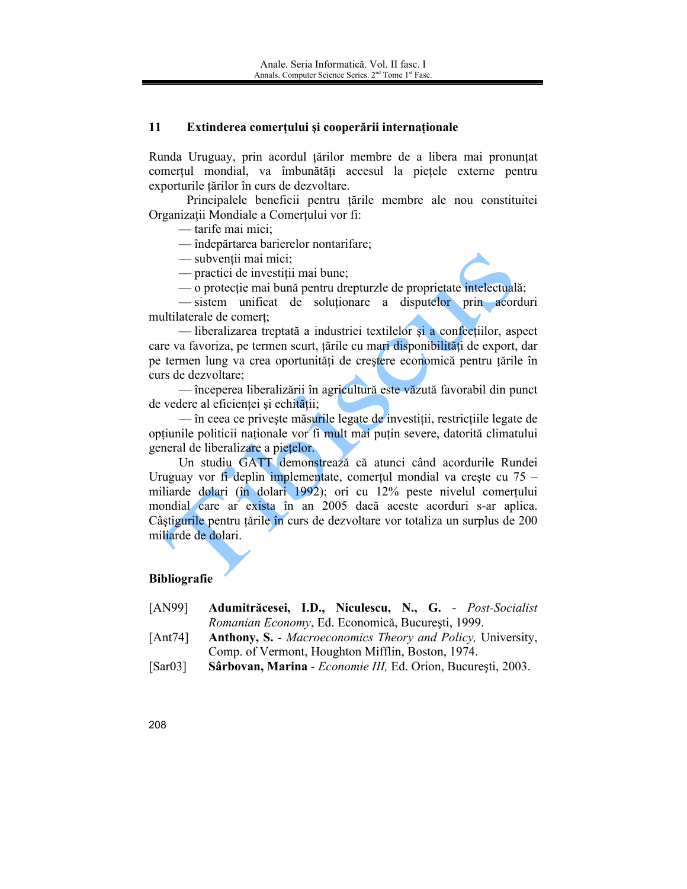## 11 Extinderea comerțului şi cooperării internaționale

Runda Uruguay, prin acordul țărilor membre de a libera mai pronunțat comerțul mondial, va îmbunătăți accesul la piețele externe pentru exporturile țărilor în curs de dezvoltare.

Principalele beneficii pentru țările membre ale nou constituitei Organizații Mondiale a Comerțului vor fi:

— tarife mai mici;

— îndepărtarea barierelor nontarifare;

— subvenții mai mici;

— practici de investiții mai bune;

— o protecție mai bună pentru drepturzle de proprietate intelectuală;

— sistem unificat de soluționare a disputelor prin acorduri multilaterale de comerț;

— liberalizarea treptată a industriei textilelor şi a confecțiilor, aspect care va favoriza, pe termen scurt, țările cu mari disponibilități de export, dar pe termen lung va crea oportunități de creştere economică pentru țările în curs de dezvoltare;

— începerea liberalizării în agricultură este văzută favorabil din punct de vedere al eficienței şi echității;

— în ceea ce priveşte măsurile legate de investiții, restricțiile legate de opțiunile politicii naționale vor fi mult mai puțin severe, datorită climatului general de liberalizare a piețelor.

Un studiu GATT demonstrează că atunci când acordurile Rundei Uruguay vor fi deplin implementate, comerțul mondial va creşte cu 75 – miliarde dolari (în dolari 1992); ori cu 12% peste nivelul comerțului mondial care ar exista în an 2005 dacă aceste acorduri s-ar aplica. Câştigurile pentru țările în curs de dezvoltare vor totaliza un surplus de 200 miliarde de dolari.

## Bibliografie

[AN99] **Adumitrăcesei, I.D., Niculescu, N., G.** - *Post-Socialist Romanian Economy*, Ed. Economică, Bucureşti, 1999.

[Ant74] **Anthony, S.** - *Macroeconomics Theory and Policy,* University, Comp. of Vermont, Houghton Mifflin, Boston, 1974.

[Sar03] **Sârbovan, Marina** - *Economie III,* Ed. Orion, Bucureşti, 2003.